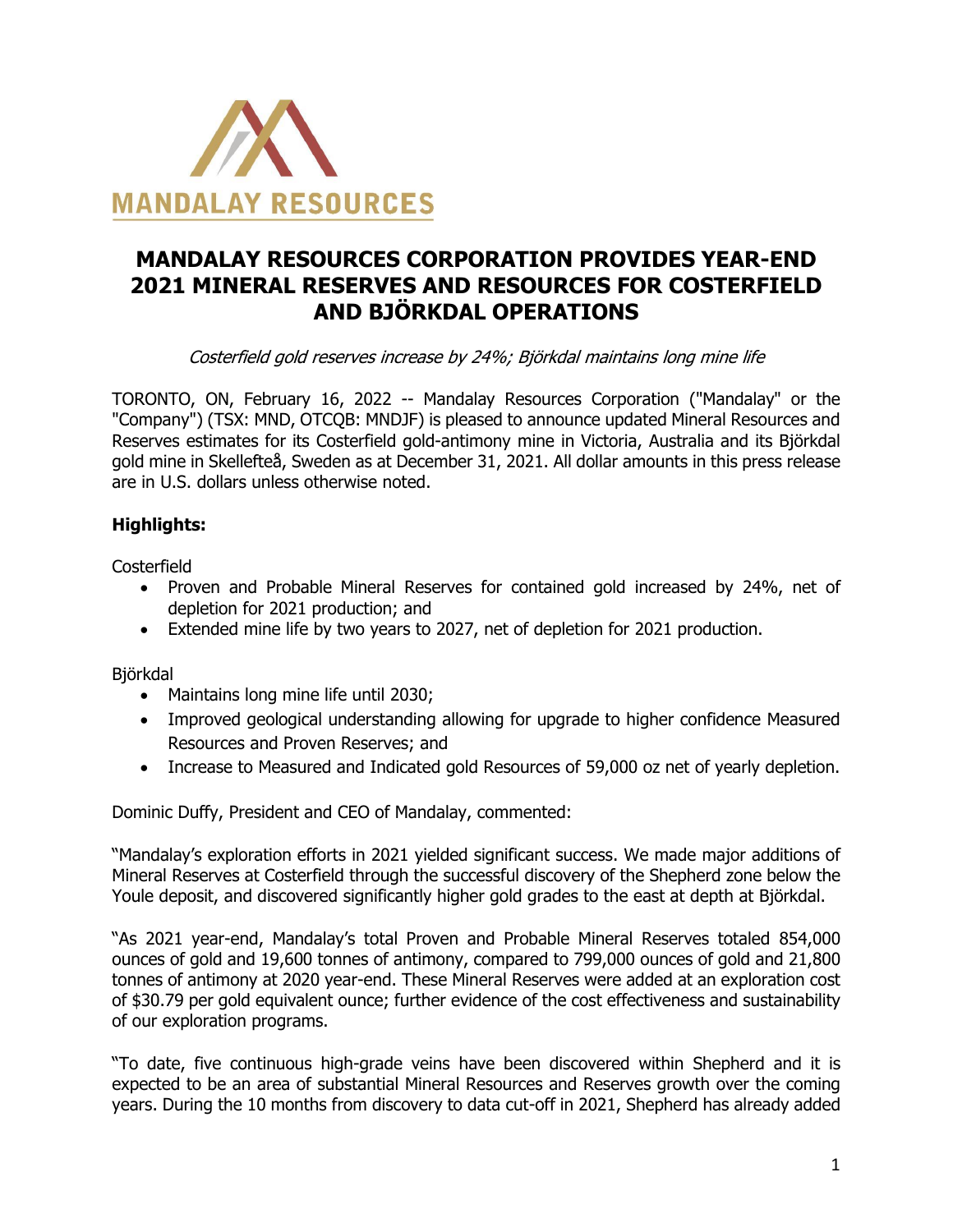MANDALAY RESOURCES

# MANDALAY RESOURCES CORPORATION PROVIDES YEAR-END 2021 MINERAL RESERVES AND RESOURCES FOR COSTERFIELD AND BJÖRKDAL OPERATIONS

*Costerfield gold reserves increase by 24%; Björkdal maintains long mine life*

TORONTO, ON, February 16, 2022 -- Mandalay Resources Corporation ("Mandalay" or the "Company") (TSX: MND, OTCQB: MNDJF) is pleased to announce updated Mineral Resources and Reserves estimates for its Costerfield gold-antimony mine in Victoria, Australia and its Björkdal gold mine in Skellefteå, Sweden as at December 31, 2021. All dollar amounts in this press release are in U.S. dollars unless otherwise noted.

**Highlights:**

Costerfield

- Proven and Probable Mineral Reserves for contained gold increased by 24%, net of depletion for 2021 production; and
- Extended mine life by two years to 2027, net of depletion for 2021 production.

Björkdal

- Maintains long mine life until 2030;
- Improved geological understanding allowing for upgrade to higher confidence Measured Resources and Proven Reserves; and
- Increase to Measured and Indicated gold Resources of 59,000 oz net of yearly depletion.

Dominic Duffy, President and CEO of Mandalay, commented:

"Mandalay's exploration efforts in 2021 yielded significant success. We made major additions of Mineral Reserves at Costerfield through the successful discovery of the Shepherd zone below the Youle deposit, and discovered significantly higher gold grades to the east at depth at Björkdal.

"As 2021 year-end, Mandalay's total Proven and Probable Mineral Reserves totaled 854,000 ounces of gold and 19,600 tonnes of antimony, compared to 799,000 ounces of gold and 21,800 tonnes of antimony at 2020 year-end. These Mineral Reserves were added at an exploration cost of $30.79 per gold equivalent ounce; further evidence of the cost effectiveness and sustainability of our exploration programs.

"To date, five continuous high-grade veins have been discovered within Shepherd and it is expected to be an area of substantial Mineral Resources and Reserves growth over the coming years. During the 10 months from discovery to data cut-off in 2021, Shepherd has already added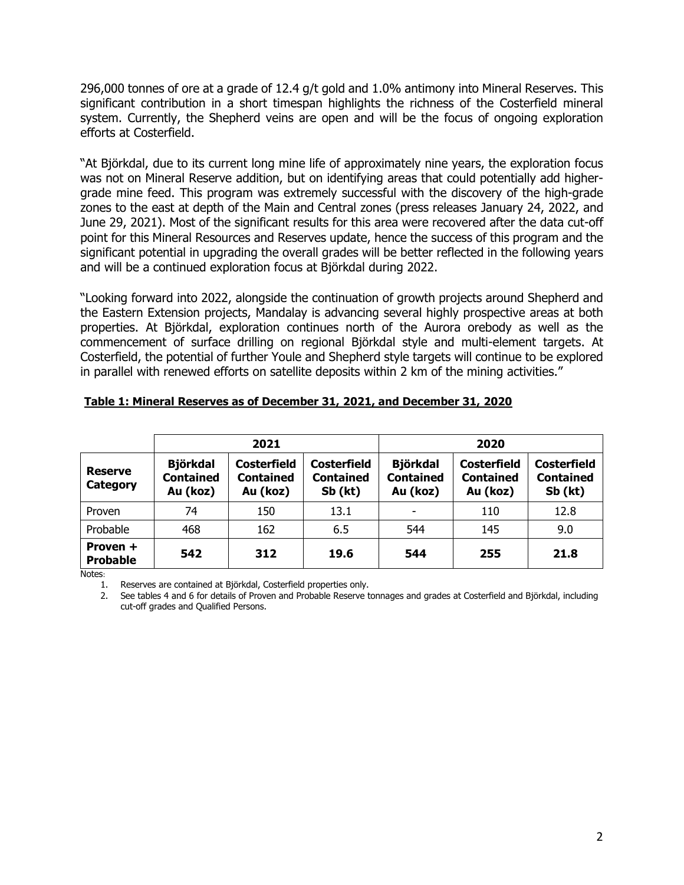296,000 tonnes of ore at a grade of 12.4 g/t gold and 1.0% antimony into Mineral Reserves. This significant contribution in a short timespan highlights the richness of the Costerfield mineral system. Currently, the Shepherd veins are open and will be the focus of ongoing exploration efforts at Costerfield.

"At Björkdal, due to its current long mine life of approximately nine years, the exploration focus was not on Mineral Reserve addition, but on identifying areas that could potentially add higher-grade mine feed. This program was extremely successful with the discovery of the high-grade zones to the east at depth of the Main and Central zones (press releases January 24, 2022, and June 29, 2021). Most of the significant results for this area were recovered after the data cut-off point for this Mineral Resources and Reserves update, hence the success of this program and the significant potential in upgrading the overall grades will be better reflected in the following years and will be a continued exploration focus at Björkdal during 2022.

"Looking forward into 2022, alongside the continuation of growth projects around Shepherd and the Eastern Extension projects, Mandalay is advancing several highly prospective areas at both properties. At Björkdal, exploration continues north of the Aurora orebody as well as the commencement of surface drilling on regional Björkdal style and multi-element targets. At Costerfield, the potential of further Youle and Shepherd style targets will continue to be explored in parallel with renewed efforts on satellite deposits within 2 km of the mining activities."

**Table 1: Mineral Reserves as of December 31, 2021, and December 31, 2020**

| | 2021 | | | 2020 | | |
|---|---|---|---|---|---|---|
| **Reserve Category** | **Björkdal Contained Au (koz)** | **Costerfield Contained Au (koz)** | **Costerfield Contained Sb (kt)** | **Björkdal Contained Au (koz)** | **Costerfield Contained Au (koz)** | **Costerfield Contained Sb (kt)** |
| Proven | 74 | 150 | 13.1 | - | 110 | 12.8 |
| Probable | 468 | 162 | 6.5 | 544 | 145 | 9.0 |
| **Proven + Probable** | **542** | **312** | **19.6** | **544** | **255** | **21.8** |

Notes:

1. Reserves are contained at Björkdal, Costerfield properties only.
2. See tables 4 and 6 for details of Proven and Probable Reserve tonnages and grades at Costerfield and Björkdal, including cut-off grades and Qualified Persons.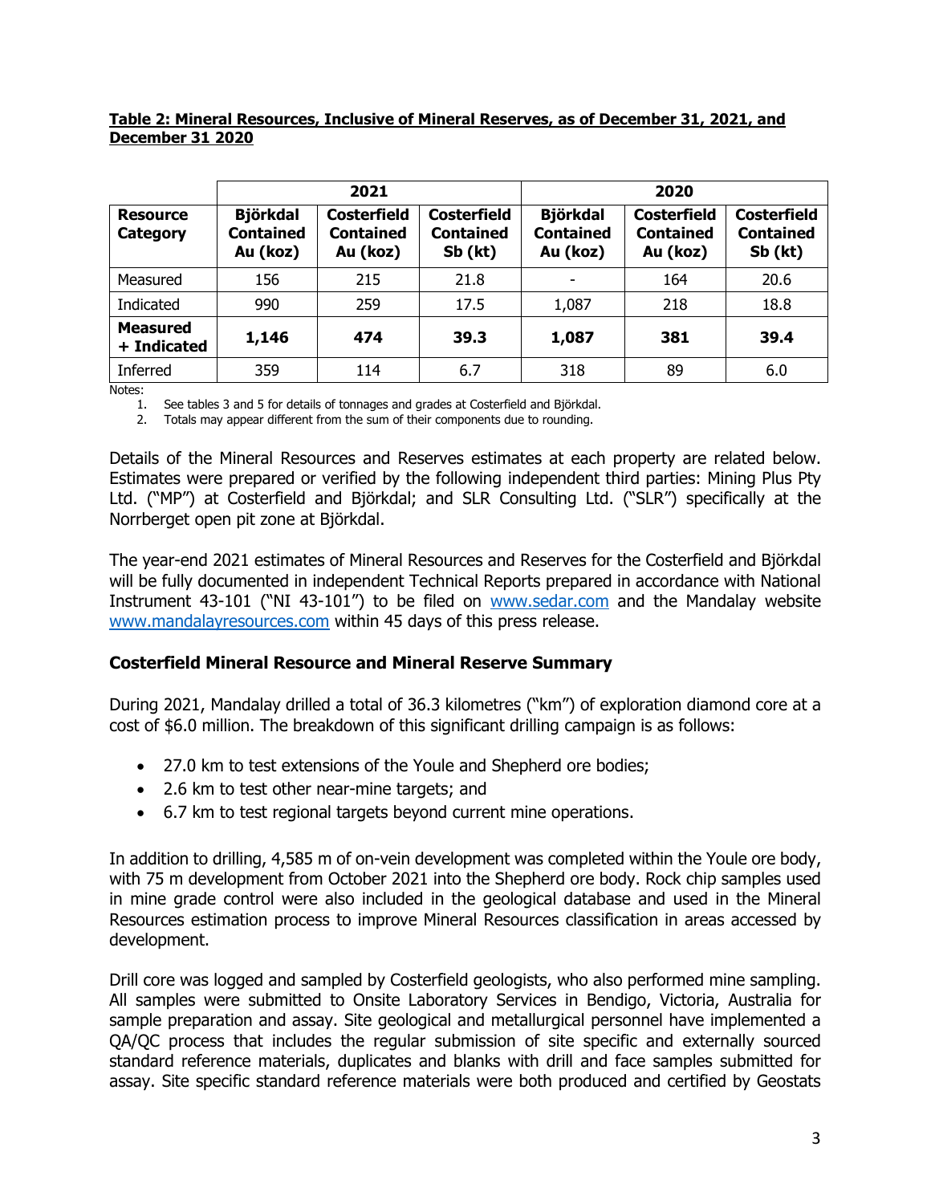**Table 2: Mineral Resources, Inclusive of Mineral Reserves, as of December 31, 2021, and December 31 2020**

| | 2021 | | | 2020 | | |
|---|---|---|---|---|---|---|
| **Resource Category** | **Björkdal Contained Au (koz)** | **Costerfield Contained Au (koz)** | **Costerfield Contained Sb (kt)** | **Björkdal Contained Au (koz)** | **Costerfield Contained Au (koz)** | **Costerfield Contained Sb (kt)** |
| Measured | 156 | 215 | 21.8 | - | 164 | 20.6 |
| Indicated | 990 | 259 | 17.5 | 1,087 | 218 | 18.8 |
| **Measured + Indicated** | **1,146** | **474** | **39.3** | **1,087** | **381** | **39.4** |
| Inferred | 359 | 114 | 6.7 | 318 | 89 | 6.0 |

Notes:

1. See tables 3 and 5 for details of tonnages and grades at Costerfield and Björkdal.
2. Totals may appear different from the sum of their components due to rounding.

Details of the Mineral Resources and Reserves estimates at each property are related below. Estimates were prepared or verified by the following independent third parties: Mining Plus Pty Ltd. ("MP") at Costerfield and Björkdal; and SLR Consulting Ltd. ("SLR") specifically at the Norrberget open pit zone at Björkdal.

The year-end 2021 estimates of Mineral Resources and Reserves for the Costerfield and Björkdal will be fully documented in independent Technical Reports prepared in accordance with National Instrument 43-101 ("NI 43-101") to be filed on www.sedar.com and the Mandalay website www.mandalayresources.com within 45 days of this press release.

## Costerfield Mineral Resource and Mineral Reserve Summary

During 2021, Mandalay drilled a total of 36.3 kilometres ("km") of exploration diamond core at a cost of $6.0 million. The breakdown of this significant drilling campaign is as follows:

- 27.0 km to test extensions of the Youle and Shepherd ore bodies;
- 2.6 km to test other near-mine targets; and
- 6.7 km to test regional targets beyond current mine operations.

In addition to drilling, 4,585 m of on-vein development was completed within the Youle ore body, with 75 m development from October 2021 into the Shepherd ore body. Rock chip samples used in mine grade control were also included in the geological database and used in the Mineral Resources estimation process to improve Mineral Resources classification in areas accessed by development.

Drill core was logged and sampled by Costerfield geologists, who also performed mine sampling. All samples were submitted to Onsite Laboratory Services in Bendigo, Victoria, Australia for sample preparation and assay. Site geological and metallurgical personnel have implemented a QA/QC process that includes the regular submission of site specific and externally sourced standard reference materials, duplicates and blanks with drill and face samples submitted for assay. Site specific standard reference materials were both produced and certified by Geostats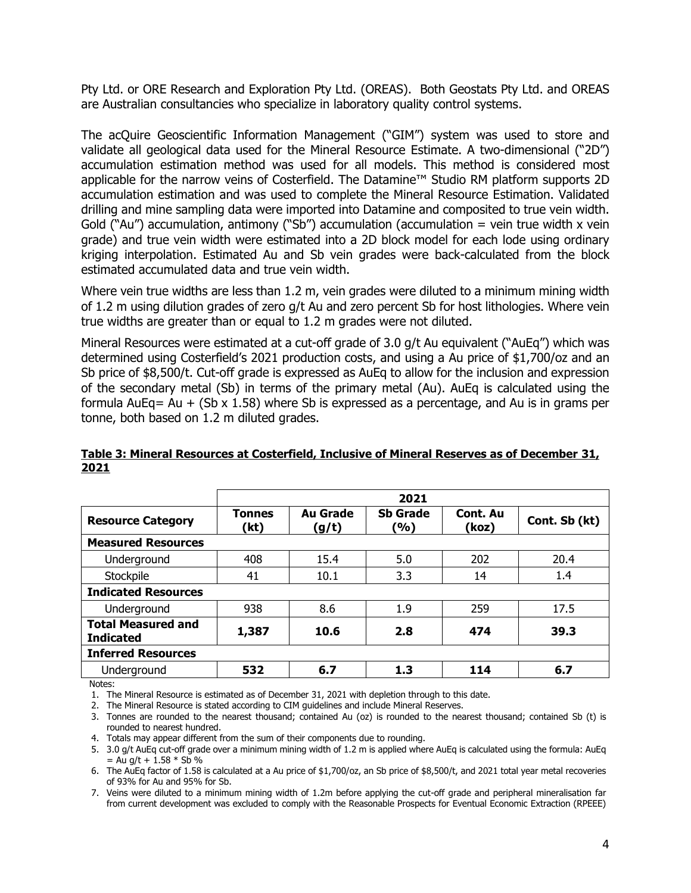Pty Ltd. or ORE Research and Exploration Pty Ltd. (OREAS). Both Geostats Pty Ltd. and OREAS are Australian consultancies who specialize in laboratory quality control systems.

The acQuire Geoscientific Information Management ("GIM") system was used to store and validate all geological data used for the Mineral Resource Estimate. A two-dimensional ("2D") accumulation estimation method was used for all models. This method is considered most applicable for the narrow veins of Costerfield. The Datamine™ Studio RM platform supports 2D accumulation estimation and was used to complete the Mineral Resource Estimation. Validated drilling and mine sampling data were imported into Datamine and composited to true vein width. Gold ("Au") accumulation, antimony ("Sb") accumulation (accumulation = vein true width x vein grade) and true vein width were estimated into a 2D block model for each lode using ordinary kriging interpolation. Estimated Au and Sb vein grades were back-calculated from the block estimated accumulated data and true vein width.

Where vein true widths are less than 1.2 m, vein grades were diluted to a minimum mining width of 1.2 m using dilution grades of zero g/t Au and zero percent Sb for host lithologies. Where vein true widths are greater than or equal to 1.2 m grades were not diluted.

Mineral Resources were estimated at a cut-off grade of 3.0 g/t Au equivalent ("AuEq") which was determined using Costerfield's 2021 production costs, and using a Au price of $1,700/oz and an Sb price of $8,500/t. Cut-off grade is expressed as AuEq to allow for the inclusion and expression of the secondary metal (Sb) in terms of the primary metal (Au). AuEq is calculated using the formula AuEq= Au + (Sb x 1.58) where Sb is expressed as a percentage, and Au is in grams per tonne, both based on 1.2 m diluted grades.

**Table 3: Mineral Resources at Costerfield, Inclusive of Mineral Reserves as of December 31, 2021**

| | 2021 | | | | |
|---|---|---|---|---|---|
| **Resource Category** | **Tonnes (kt)** | **Au Grade (g/t)** | **Sb Grade (%)** | **Cont. Au (koz)** | **Cont. Sb (kt)** |
| **Measured Resources** | | | | | |
| Underground | 408 | 15.4 | 5.0 | 202 | 20.4 |
| Stockpile | 41 | 10.1 | 3.3 | 14 | 1.4 |
| **Indicated Resources** | | | | | |
| Underground | 938 | 8.6 | 1.9 | 259 | 17.5 |
| **Total Measured and Indicated** | **1,387** | **10.6** | **2.8** | **474** | **39.3** |
| **Inferred Resources** | | | | | |
| Underground | **532** | **6.7** | **1.3** | **114** | **6.7** |

Notes:

1. The Mineral Resource is estimated as of December 31, 2021 with depletion through to this date.
2. The Mineral Resource is stated according to CIM guidelines and include Mineral Reserves.
3. Tonnes are rounded to the nearest thousand; contained Au (oz) is rounded to the nearest thousand; contained Sb (t) is rounded to nearest hundred.
4. Totals may appear different from the sum of their components due to rounding.
5. 3.0 g/t AuEq cut-off grade over a minimum mining width of 1.2 m is applied where AuEq is calculated using the formula: AuEq = Au g/t + 1.58 * Sb %
6. The AuEq factor of 1.58 is calculated at a Au price of $1,700/oz, an Sb price of $8,500/t, and 2021 total year metal recoveries of 93% for Au and 95% for Sb.
7. Veins were diluted to a minimum mining width of 1.2m before applying the cut-off grade and peripheral mineralisation far from current development was excluded to comply with the Reasonable Prospects for Eventual Economic Extraction (RPEEE)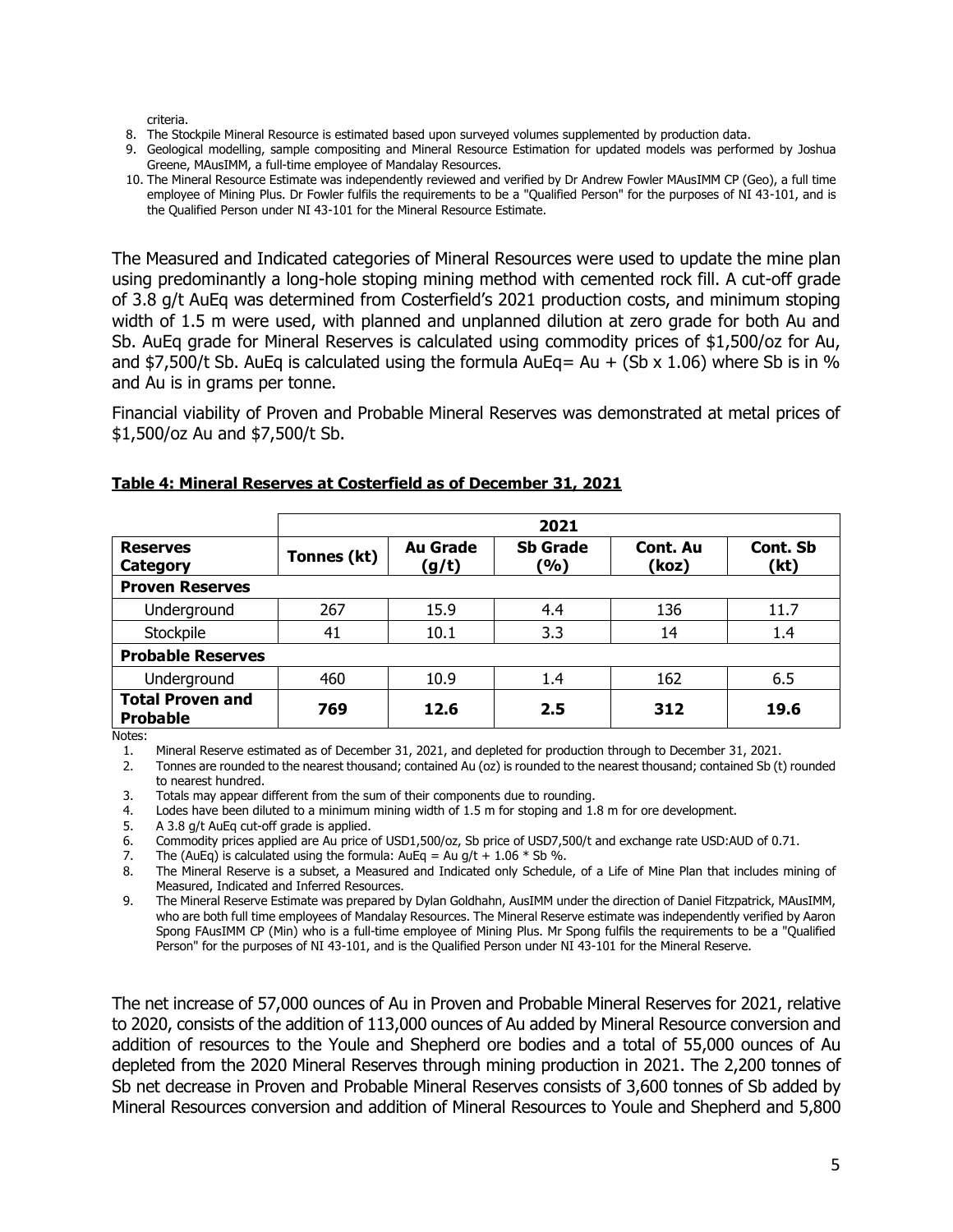criteria.

8. The Stockpile Mineral Resource is estimated based upon surveyed volumes supplemented by production data.
9. Geological modelling, sample compositing and Mineral Resource Estimation for updated models was performed by Joshua Greene, MAusIMM, a full-time employee of Mandalay Resources.
10. The Mineral Resource Estimate was independently reviewed and verified by Dr Andrew Fowler MAusIMM CP (Geo), a full time employee of Mining Plus. Dr Fowler fulfils the requirements to be a "Qualified Person" for the purposes of NI 43-101, and is the Qualified Person under NI 43-101 for the Mineral Resource Estimate.

The Measured and Indicated categories of Mineral Resources were used to update the mine plan using predominantly a long-hole stoping mining method with cemented rock fill. A cut-off grade of 3.8 g/t AuEq was determined from Costerfield's 2021 production costs, and minimum stoping width of 1.5 m were used, with planned and unplanned dilution at zero grade for both Au and Sb. AuEq grade for Mineral Reserves is calculated using commodity prices of $1,500/oz for Au, and $7,500/t Sb. AuEq is calculated using the formula AuEq= Au + (Sb x 1.06) where Sb is in % and Au is in grams per tonne.

Financial viability of Proven and Probable Mineral Reserves was demonstrated at metal prices of $1,500/oz Au and $7,500/t Sb.

**Table 4: Mineral Reserves at Costerfield as of December 31, 2021**

| | 2021 | | | | |
|---|---|---|---|---|---|
| **Reserves Category** | **Tonnes (kt)** | **Au Grade (g/t)** | **Sb Grade (%)** | **Cont. Au (koz)** | **Cont. Sb (kt)** |
| **Proven Reserves** | | | | | |
| Underground | 267 | 15.9 | 4.4 | 136 | 11.7 |
| Stockpile | 41 | 10.1 | 3.3 | 14 | 1.4 |
| **Probable Reserves** | | | | | |
| Underground | 460 | 10.9 | 1.4 | 162 | 6.5 |
| **Total Proven and Probable** | **769** | **12.6** | **2.5** | **312** | **19.6** |

Notes:

1. Mineral Reserve estimated as of December 31, 2021, and depleted for production through to December 31, 2021.
2. Tonnes are rounded to the nearest thousand; contained Au (oz) is rounded to the nearest thousand; contained Sb (t) rounded to nearest hundred.
3. Totals may appear different from the sum of their components due to rounding.
4. Lodes have been diluted to a minimum mining width of 1.5 m for stoping and 1.8 m for ore development.
5. A 3.8 g/t AuEq cut-off grade is applied.
6. Commodity prices applied are Au price of USD1,500/oz, Sb price of USD7,500/t and exchange rate USD:AUD of 0.71.
7. The (AuEq) is calculated using the formula: AuEq = Au g/t + 1.06 * Sb %.
8. The Mineral Reserve is a subset, a Measured and Indicated only Schedule, of a Life of Mine Plan that includes mining of Measured, Indicated and Inferred Resources.
9. The Mineral Reserve Estimate was prepared by Dylan Goldhahn, AusIMM under the direction of Daniel Fitzpatrick, MAusIMM, who are both full time employees of Mandalay Resources. The Mineral Reserve estimate was independently verified by Aaron Spong FAusIMM CP (Min) who is a full-time employee of Mining Plus. Mr Spong fulfils the requirements to be a "Qualified Person" for the purposes of NI 43-101, and is the Qualified Person under NI 43-101 for the Mineral Reserve.

The net increase of 57,000 ounces of Au in Proven and Probable Mineral Reserves for 2021, relative to 2020, consists of the addition of 113,000 ounces of Au added by Mineral Resource conversion and addition of resources to the Youle and Shepherd ore bodies and a total of 55,000 ounces of Au depleted from the 2020 Mineral Reserves through mining production in 2021. The 2,200 tonnes of Sb net decrease in Proven and Probable Mineral Reserves consists of 3,600 tonnes of Sb added by Mineral Resources conversion and addition of Mineral Resources to Youle and Shepherd and 5,800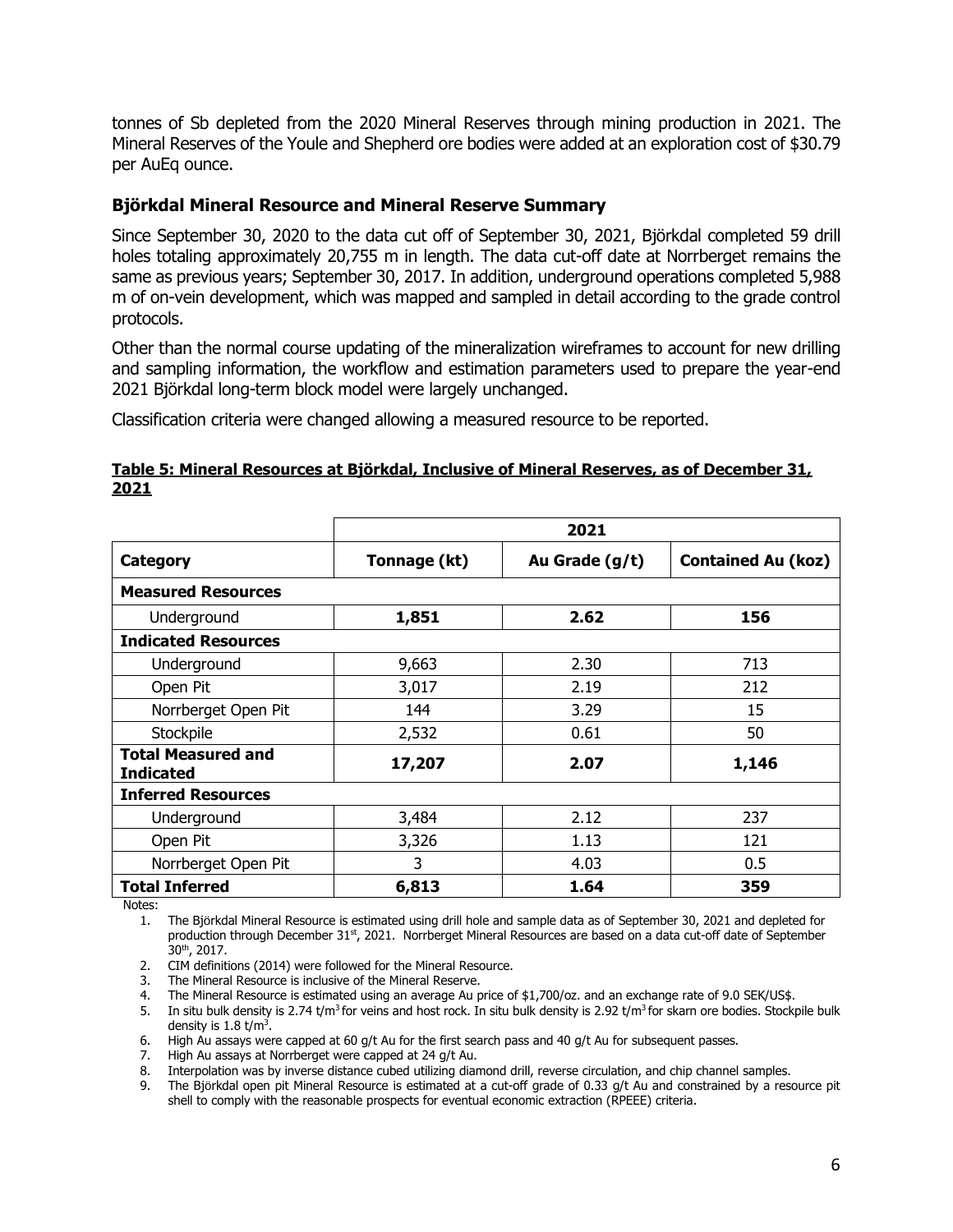tonnes of Sb depleted from the 2020 Mineral Reserves through mining production in 2021. The Mineral Reserves of the Youle and Shepherd ore bodies were added at an exploration cost of $30.79 per AuEq ounce.

### Björkdal Mineral Resource and Mineral Reserve Summary

Since September 30, 2020 to the data cut off of September 30, 2021, Björkdal completed 59 drill holes totaling approximately 20,755 m in length. The data cut-off date at Norrberget remains the same as previous years; September 30, 2017. In addition, underground operations completed 5,988 m of on-vein development, which was mapped and sampled in detail according to the grade control protocols.

Other than the normal course updating of the mineralization wireframes to account for new drilling and sampling information, the workflow and estimation parameters used to prepare the year-end 2021 Björkdal long-term block model were largely unchanged.

Classification criteria were changed allowing a measured resource to be reported.

**Table 5: Mineral Resources at Björkdal, Inclusive of Mineral Reserves, as of December 31, 2021**

| | 2021 | | |
|---|---|---|---|
| **Category** | **Tonnage (kt)** | **Au Grade (g/t)** | **Contained Au (koz)** |
| **Measured Resources** | | | |
| Underground | **1,851** | **2.62** | **156** |
| **Indicated Resources** | | | |
| Underground | 9,663 | 2.30 | 713 |
| Open Pit | 3,017 | 2.19 | 212 |
| Norrberget Open Pit | 144 | 3.29 | 15 |
| Stockpile | 2,532 | 0.61 | 50 |
| **Total Measured and Indicated** | **17,207** | **2.07** | **1,146** |
| **Inferred Resources** | | | |
| Underground | 3,484 | 2.12 | 237 |
| Open Pit | 3,326 | 1.13 | 121 |
| Norrberget Open Pit | 3 | 4.03 | 0.5 |
| **Total Inferred** | **6,813** | **1.64** | **359** |

Notes:

1. The Björkdal Mineral Resource is estimated using drill hole and sample data as of September 30, 2021 and depleted for production through December 31st, 2021. Norrberget Mineral Resources are based on a data cut-off date of September 30th, 2017.
2. CIM definitions (2014) were followed for the Mineral Resource.
3. The Mineral Resource is inclusive of the Mineral Reserve.
4. The Mineral Resource is estimated using an average Au price of $1,700/oz. and an exchange rate of 9.0 SEK/US$.
5. In situ bulk density is 2.74 t/m$^3$ for veins and host rock. In situ bulk density is 2.92 t/m$^3$ for skarn ore bodies. Stockpile bulk density is 1.8 t/m$^3$.
6. High Au assays were capped at 60 g/t Au for the first search pass and 40 g/t Au for subsequent passes.
7. High Au assays at Norrberget were capped at 24 g/t Au.
8. Interpolation was by inverse distance cubed utilizing diamond drill, reverse circulation, and chip channel samples.
9. The Björkdal open pit Mineral Resource is estimated at a cut-off grade of 0.33 g/t Au and constrained by a resource pit shell to comply with the reasonable prospects for eventual economic extraction (RPEEE) criteria.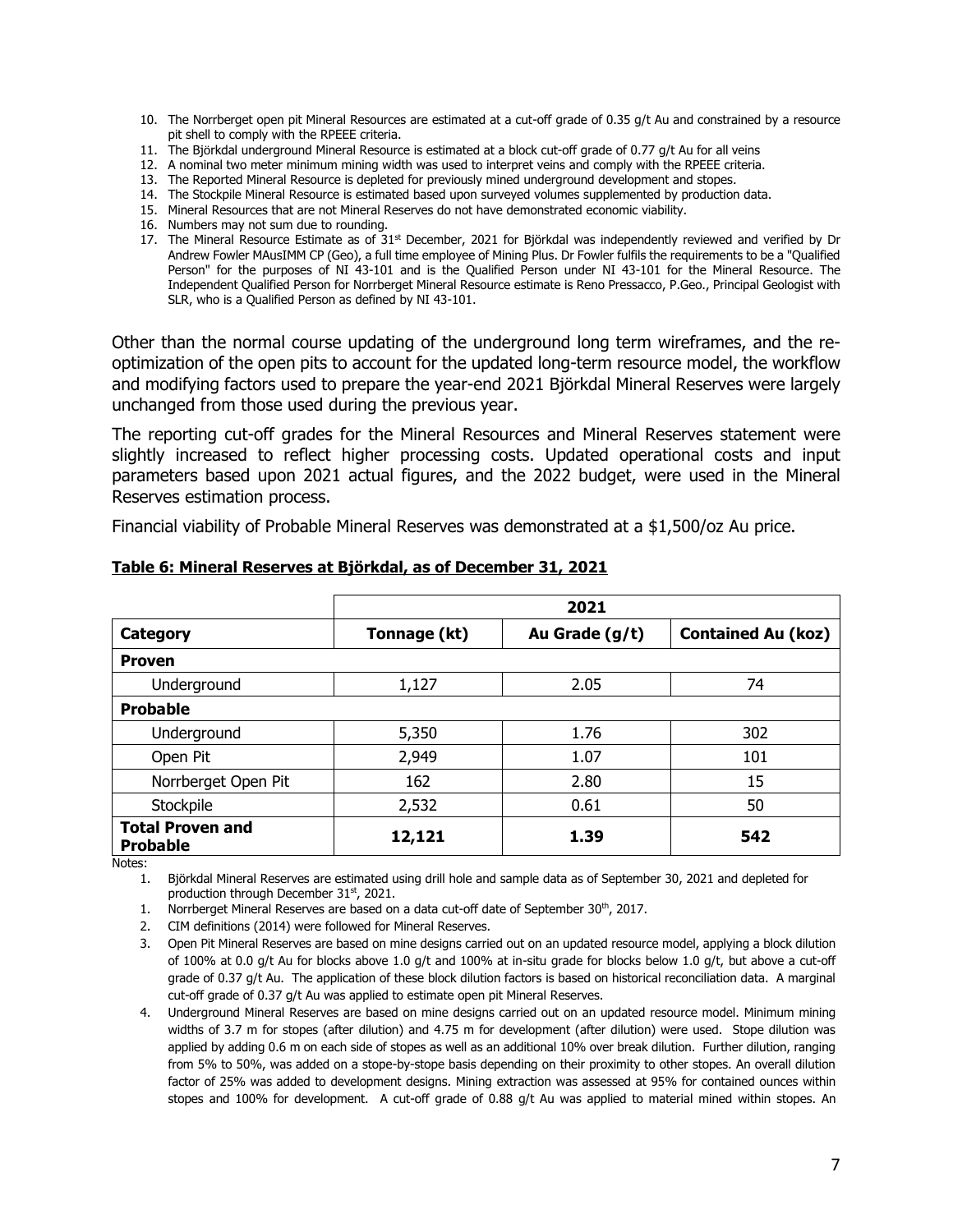10. The Norrberget open pit Mineral Resources are estimated at a cut-off grade of 0.35 g/t Au and constrained by a resource pit shell to comply with the RPEEE criteria.
11. The Björkdal underground Mineral Resource is estimated at a block cut-off grade of 0.77 g/t Au for all veins
12. A nominal two meter minimum mining width was used to interpret veins and comply with the RPEEE criteria.
13. The Reported Mineral Resource is depleted for previously mined underground development and stopes.
14. The Stockpile Mineral Resource is estimated based upon surveyed volumes supplemented by production data.
15. Mineral Resources that are not Mineral Reserves do not have demonstrated economic viability.
16. Numbers may not sum due to rounding.
17. The Mineral Resource Estimate as of 31st December, 2021 for Björkdal was independently reviewed and verified by Dr Andrew Fowler MAusIMM CP (Geo), a full time employee of Mining Plus. Dr Fowler fulfils the requirements to be a "Qualified Person" for the purposes of NI 43-101 and is the Qualified Person under NI 43-101 for the Mineral Resource. The Independent Qualified Person for Norrberget Mineral Resource estimate is Reno Pressacco, P.Geo., Principal Geologist with SLR, who is a Qualified Person as defined by NI 43-101.

Other than the normal course updating of the underground long term wireframes, and the re-optimization of the open pits to account for the updated long-term resource model, the workflow and modifying factors used to prepare the year-end 2021 Björkdal Mineral Reserves were largely unchanged from those used during the previous year.

The reporting cut-off grades for the Mineral Resources and Mineral Reserves statement were slightly increased to reflect higher processing costs. Updated operational costs and input parameters based upon 2021 actual figures, and the 2022 budget, were used in the Mineral Reserves estimation process.

Financial viability of Probable Mineral Reserves was demonstrated at a $1,500/oz Au price.

**Table 6: Mineral Reserves at Björkdal, as of December 31, 2021**

| | 2021 | | |
|---|---|---|---|
| **Category** | **Tonnage (kt)** | **Au Grade (g/t)** | **Contained Au (koz)** |
| **Proven** | | | |
| Underground | 1,127 | 2.05 | 74 |
| **Probable** | | | |
| Underground | 5,350 | 1.76 | 302 |
| Open Pit | 2,949 | 1.07 | 101 |
| Norrberget Open Pit | 162 | 2.80 | 15 |
| Stockpile | 2,532 | 0.61 | 50 |
| **Total Proven and Probable** | **12,121** | **1.39** | **542** |

Notes:

1. Björkdal Mineral Reserves are estimated using drill hole and sample data as of September 30, 2021 and depleted for production through December 31st, 2021.
1. Norrberget Mineral Reserves are based on a data cut-off date of September 30th, 2017.
2. CIM definitions (2014) were followed for Mineral Reserves.
3. Open Pit Mineral Reserves are based on mine designs carried out on an updated resource model, applying a block dilution of 100% at 0.0 g/t Au for blocks above 1.0 g/t and 100% at in-situ grade for blocks below 1.0 g/t, but above a cut-off grade of 0.37 g/t Au. The application of these block dilution factors is based on historical reconciliation data. A marginal cut-off grade of 0.37 g/t Au was applied to estimate open pit Mineral Reserves.
4. Underground Mineral Reserves are based on mine designs carried out on an updated resource model. Minimum mining widths of 3.7 m for stopes (after dilution) and 4.75 m for development (after dilution) were used. Stope dilution was applied by adding 0.6 m on each side of stopes as well as an additional 10% over break dilution. Further dilution, ranging from 5% to 50%, was added on a stope-by-stope basis depending on their proximity to other stopes. An overall dilution factor of 25% was added to development designs. Mining extraction was assessed at 95% for contained ounces within stopes and 100% for development. A cut-off grade of 0.88 g/t Au was applied to material mined within stopes. An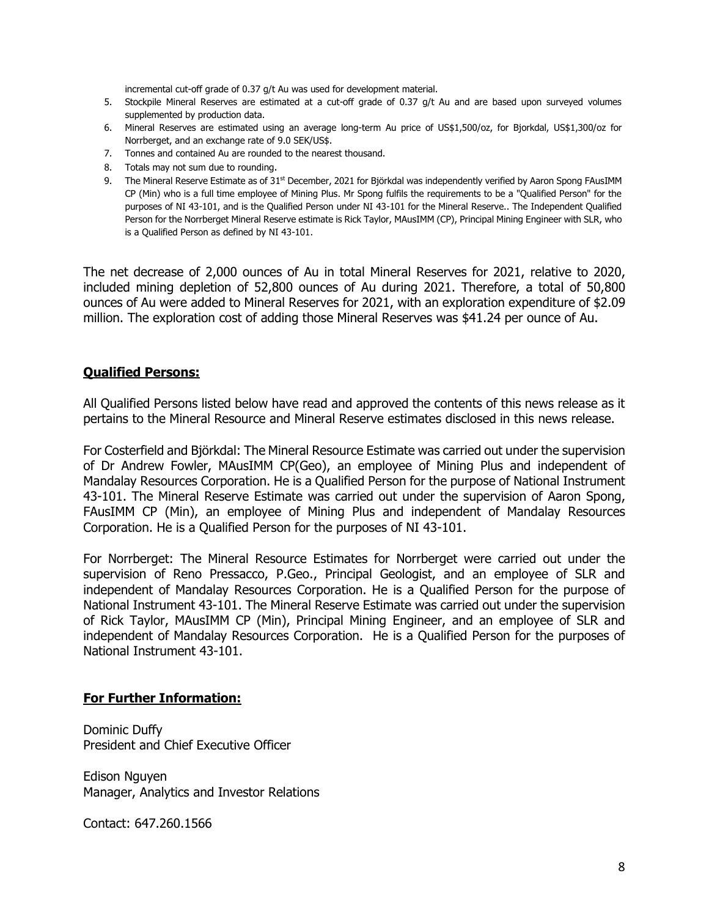incremental cut-off grade of 0.37 g/t Au was used for development material.

5. Stockpile Mineral Reserves are estimated at a cut-off grade of 0.37 g/t Au and are based upon surveyed volumes supplemented by production data.
6. Mineral Reserves are estimated using an average long-term Au price of US$1,500/oz, for Bjorkdal, US$1,300/oz for Norrberget, and an exchange rate of 9.0 SEK/US$.
7. Tonnes and contained Au are rounded to the nearest thousand.
8. Totals may not sum due to rounding.
9. The Mineral Reserve Estimate as of 31st December, 2021 for Björkdal was independently verified by Aaron Spong FAusIMM CP (Min) who is a full time employee of Mining Plus. Mr Spong fulfils the requirements to be a "Qualified Person" for the purposes of NI 43-101, and is the Qualified Person under NI 43-101 for the Mineral Reserve.. The Independent Qualified Person for the Norrberget Mineral Reserve estimate is Rick Taylor, MAusIMM (CP), Principal Mining Engineer with SLR, who is a Qualified Person as defined by NI 43-101.

The net decrease of 2,000 ounces of Au in total Mineral Reserves for 2021, relative to 2020, included mining depletion of 52,800 ounces of Au during 2021. Therefore, a total of 50,800 ounces of Au were added to Mineral Reserves for 2021, with an exploration expenditure of $2.09 million. The exploration cost of adding those Mineral Reserves was $41.24 per ounce of Au.

## Qualified Persons:

All Qualified Persons listed below have read and approved the contents of this news release as it pertains to the Mineral Resource and Mineral Reserve estimates disclosed in this news release.

For Costerfield and Björkdal: The Mineral Resource Estimate was carried out under the supervision of Dr Andrew Fowler, MAusIMM CP(Geo), an employee of Mining Plus and independent of Mandalay Resources Corporation. He is a Qualified Person for the purpose of National Instrument 43-101. The Mineral Reserve Estimate was carried out under the supervision of Aaron Spong, FAusIMM CP (Min), an employee of Mining Plus and independent of Mandalay Resources Corporation. He is a Qualified Person for the purposes of NI 43-101.

For Norrberget: The Mineral Resource Estimates for Norrberget were carried out under the supervision of Reno Pressacco, P.Geo., Principal Geologist, and an employee of SLR and independent of Mandalay Resources Corporation. He is a Qualified Person for the purpose of National Instrument 43-101. The Mineral Reserve Estimate was carried out under the supervision of Rick Taylor, MAusIMM CP (Min), Principal Mining Engineer, and an employee of SLR and independent of Mandalay Resources Corporation. He is a Qualified Person for the purposes of National Instrument 43-101.

## For Further Information:

Dominic Duffy
President and Chief Executive Officer

Edison Nguyen
Manager, Analytics and Investor Relations

Contact: 647.260.1566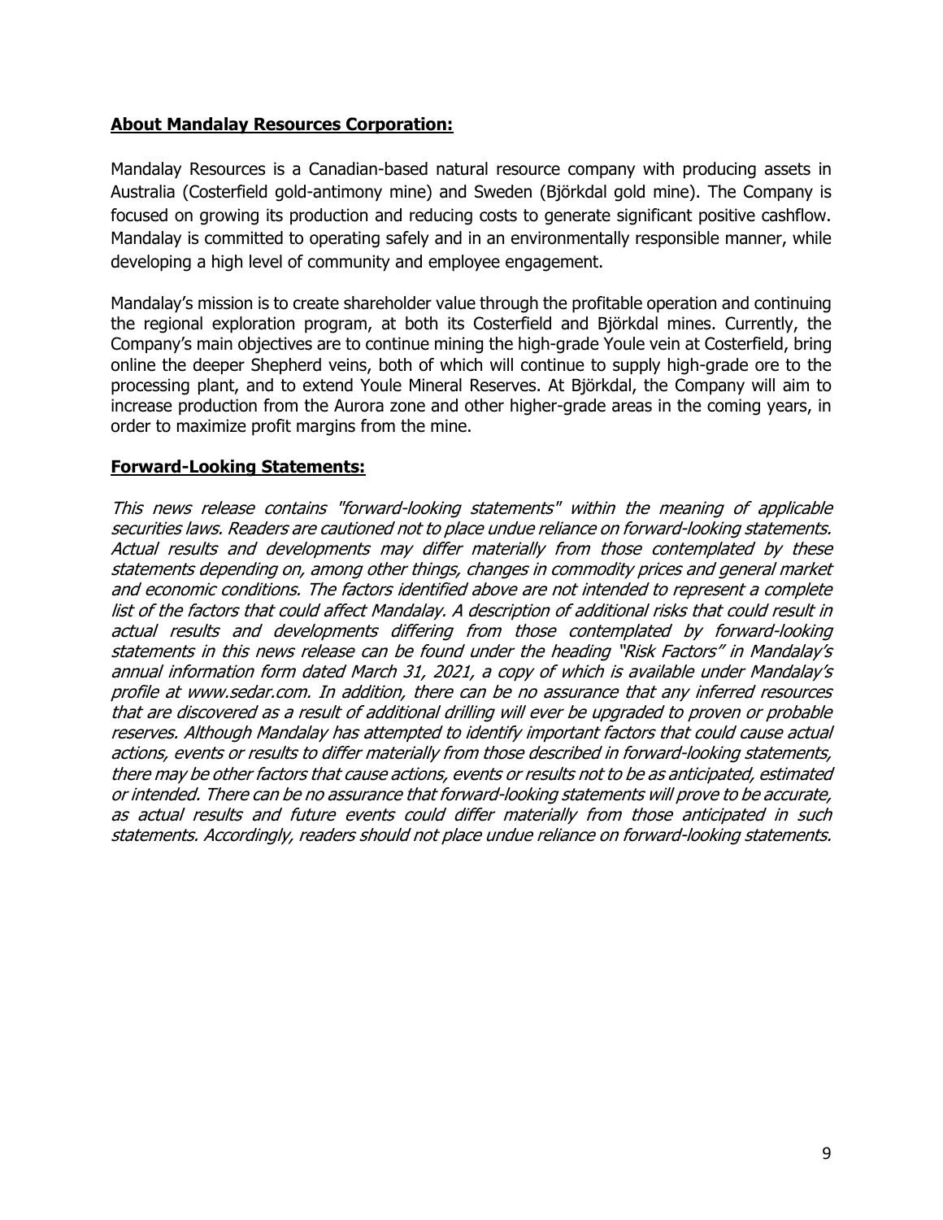## **About Mandalay Resources Corporation:**

Mandalay Resources is a Canadian-based natural resource company with producing assets in Australia (Costerfield gold-antimony mine) and Sweden (Björkdal gold mine). The Company is focused on growing its production and reducing costs to generate significant positive cashflow. Mandalay is committed to operating safely and in an environmentally responsible manner, while developing a high level of community and employee engagement.

Mandalay's mission is to create shareholder value through the profitable operation and continuing the regional exploration program, at both its Costerfield and Björkdal mines. Currently, the Company's main objectives are to continue mining the high-grade Youle vein at Costerfield, bring online the deeper Shepherd veins, both of which will continue to supply high-grade ore to the processing plant, and to extend Youle Mineral Reserves. At Björkdal, the Company will aim to increase production from the Aurora zone and other higher-grade areas in the coming years, in order to maximize profit margins from the mine.

## **Forward-Looking Statements:**

*This news release contains "forward-looking statements" within the meaning of applicable securities laws. Readers are cautioned not to place undue reliance on forward-looking statements. Actual results and developments may differ materially from those contemplated by these statements depending on, among other things, changes in commodity prices and general market and economic conditions. The factors identified above are not intended to represent a complete list of the factors that could affect Mandalay. A description of additional risks that could result in actual results and developments differing from those contemplated by forward-looking statements in this news release can be found under the heading "Risk Factors" in Mandalay's annual information form dated March 31, 2021, a copy of which is available under Mandalay's profile at www.sedar.com. In addition, there can be no assurance that any inferred resources that are discovered as a result of additional drilling will ever be upgraded to proven or probable reserves. Although Mandalay has attempted to identify important factors that could cause actual actions, events or results to differ materially from those described in forward-looking statements, there may be other factors that cause actions, events or results not to be as anticipated, estimated or intended. There can be no assurance that forward-looking statements will prove to be accurate, as actual results and future events could differ materially from those anticipated in such statements. Accordingly, readers should not place undue reliance on forward-looking statements.*